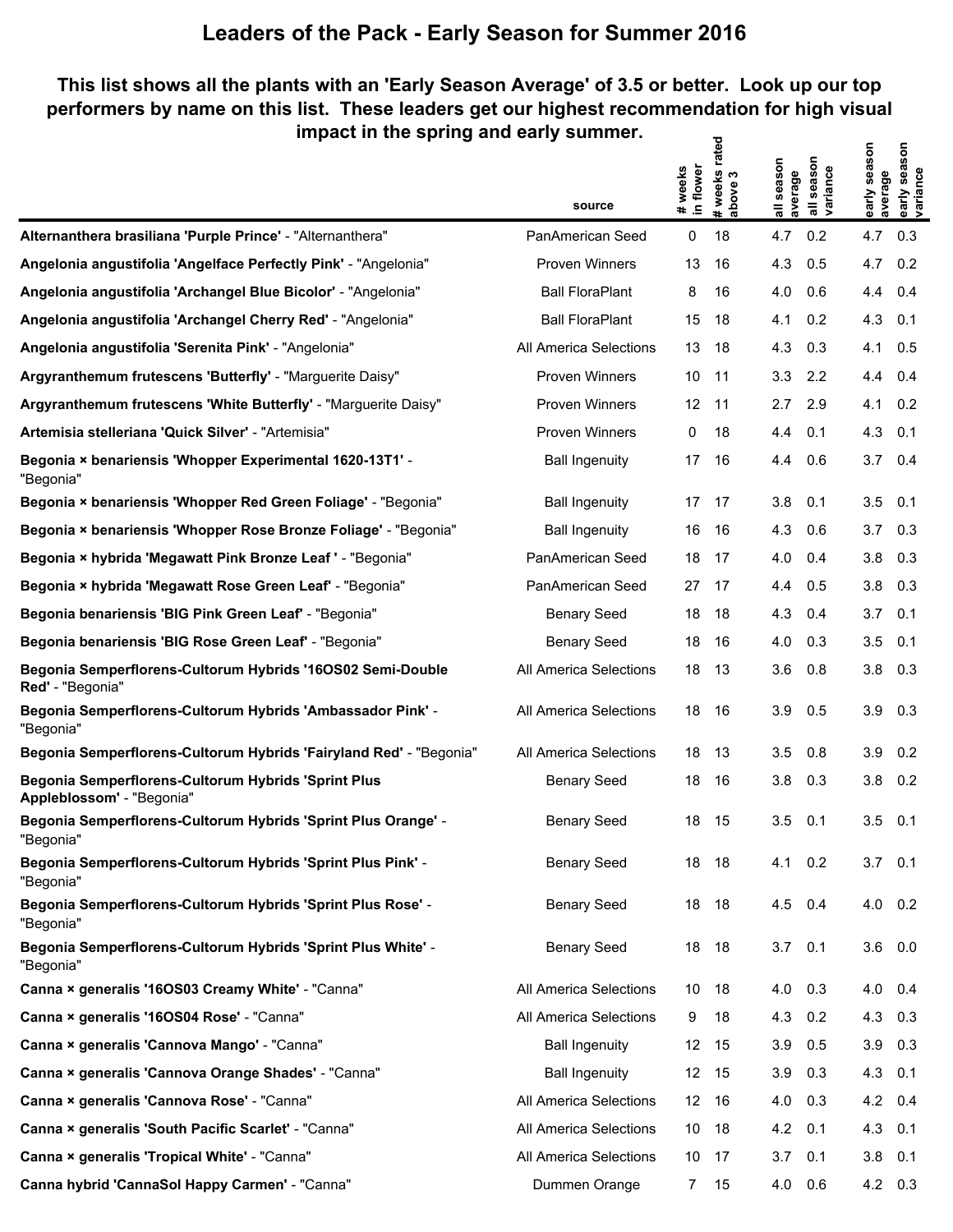# Leaders of the Pack - Early Season for Summer 2016

**This list shows all the plants with an 'Early Season Average' of 3.5 or better. Look up our top performers by name on this list. These leaders get our highest recommendation for high visual impact in the spring and early summer.**

| | source | # weeks in flower | # weeks rated above 3 | all season average | all season variance | early season average | early season variance |
|---|---|---|---|---|---|---|---|
| **Alternanthera brasiliana 'Purple Prince'** - "Alternanthera" | PanAmerican Seed | 0 | 18 | 4.7 | 0.2 | 4.7 | 0.3 |
| **Angelonia angustifolia 'Angelface Perfectly Pink'** - "Angelonia" | Proven Winners | 13 | 16 | 4.3 | 0.5 | 4.7 | 0.2 |
| **Angelonia angustifolia 'Archangel Blue Bicolor'** - "Angelonia" | Ball FloraPlant | 8 | 16 | 4.0 | 0.6 | 4.4 | 0.4 |
| **Angelonia angustifolia 'Archangel Cherry Red'** - "Angelonia" | Ball FloraPlant | 15 | 18 | 4.1 | 0.2 | 4.3 | 0.1 |
| **Angelonia angustifolia 'Serenita Pink'** - "Angelonia" | All America Selections | 13 | 18 | 4.3 | 0.3 | 4.1 | 0.5 |
| **Argyranthemum frutescens 'Butterfly'** - "Marguerite Daisy" | Proven Winners | 10 | 11 | 3.3 | 2.2 | 4.4 | 0.4 |
| **Argyranthemum frutescens 'White Butterfly'** - "Marguerite Daisy" | Proven Winners | 12 | 11 | 2.7 | 2.9 | 4.1 | 0.2 |
| **Artemisia stelleriana 'Quick Silver'** - "Artemisia" | Proven Winners | 0 | 18 | 4.4 | 0.1 | 4.3 | 0.1 |
| **Begonia × benariensis 'Whopper Experimental 1620-13T1'** - "Begonia" | Ball Ingenuity | 17 | 16 | 4.4 | 0.6 | 3.7 | 0.4 |
| **Begonia × benariensis 'Whopper Red Green Foliage'** - "Begonia" | Ball Ingenuity | 17 | 17 | 3.8 | 0.1 | 3.5 | 0.1 |
| **Begonia × benariensis 'Whopper Rose Bronze Foliage'** - "Begonia" | Ball Ingenuity | 16 | 16 | 4.3 | 0.6 | 3.7 | 0.3 |
| **Begonia × hybrida 'Megawatt Pink Bronze Leaf '** - "Begonia" | PanAmerican Seed | 18 | 17 | 4.0 | 0.4 | 3.8 | 0.3 |
| **Begonia × hybrida 'Megawatt Rose Green Leaf'** - "Begonia" | PanAmerican Seed | 27 | 17 | 4.4 | 0.5 | 3.8 | 0.3 |
| **Begonia benariensis 'BIG Pink Green Leaf'** - "Begonia" | Benary Seed | 18 | 18 | 4.3 | 0.4 | 3.7 | 0.1 |
| **Begonia benariensis 'BIG Rose Green Leaf'** - "Begonia" | Benary Seed | 18 | 16 | 4.0 | 0.3 | 3.5 | 0.1 |
| **Begonia Semperflorens-Cultorum Hybrids '16OS02 Semi-Double Red'** - "Begonia" | All America Selections | 18 | 13 | 3.6 | 0.8 | 3.8 | 0.3 |
| **Begonia Semperflorens-Cultorum Hybrids 'Ambassador Pink'** - "Begonia" | All America Selections | 18 | 16 | 3.9 | 0.5 | 3.9 | 0.3 |
| **Begonia Semperflorens-Cultorum Hybrids 'Fairyland Red'** - "Begonia" | All America Selections | 18 | 13 | 3.5 | 0.8 | 3.9 | 0.2 |
| **Begonia Semperflorens-Cultorum Hybrids 'Sprint Plus Appleblossom'** - "Begonia" | Benary Seed | 18 | 16 | 3.8 | 0.3 | 3.8 | 0.2 |
| **Begonia Semperflorens-Cultorum Hybrids 'Sprint Plus Orange'** - "Begonia" | Benary Seed | 18 | 15 | 3.5 | 0.1 | 3.5 | 0.1 |
| **Begonia Semperflorens-Cultorum Hybrids 'Sprint Plus Pink'** - "Begonia" | Benary Seed | 18 | 18 | 4.1 | 0.2 | 3.7 | 0.1 |
| **Begonia Semperflorens-Cultorum Hybrids 'Sprint Plus Rose'** - "Begonia" | Benary Seed | 18 | 18 | 4.5 | 0.4 | 4.0 | 0.2 |
| **Begonia Semperflorens-Cultorum Hybrids 'Sprint Plus White'** - "Begonia" | Benary Seed | 18 | 18 | 3.7 | 0.1 | 3.6 | 0.0 |
| **Canna × generalis '16OS03 Creamy White'** - "Canna" | All America Selections | 10 | 18 | 4.0 | 0.3 | 4.0 | 0.4 |
| **Canna × generalis '16OS04 Rose'** - "Canna" | All America Selections | 9 | 18 | 4.3 | 0.2 | 4.3 | 0.3 |
| **Canna × generalis 'Cannova Mango'** - "Canna" | Ball Ingenuity | 12 | 15 | 3.9 | 0.5 | 3.9 | 0.3 |
| **Canna × generalis 'Cannova Orange Shades'** - "Canna" | Ball Ingenuity | 12 | 15 | 3.9 | 0.3 | 4.3 | 0.1 |
| **Canna × generalis 'Cannova Rose'** - "Canna" | All America Selections | 12 | 16 | 4.0 | 0.3 | 4.2 | 0.4 |
| **Canna × generalis 'South Pacific Scarlet'** - "Canna" | All America Selections | 10 | 18 | 4.2 | 0.1 | 4.3 | 0.1 |
| **Canna × generalis 'Tropical White'** - "Canna" | All America Selections | 10 | 17 | 3.7 | 0.1 | 3.8 | 0.1 |
| **Canna hybrid 'CannaSol Happy Carmen'** - "Canna" | Dummen Orange | 7 | 15 | 4.0 | 0.6 | 4.2 | 0.3 |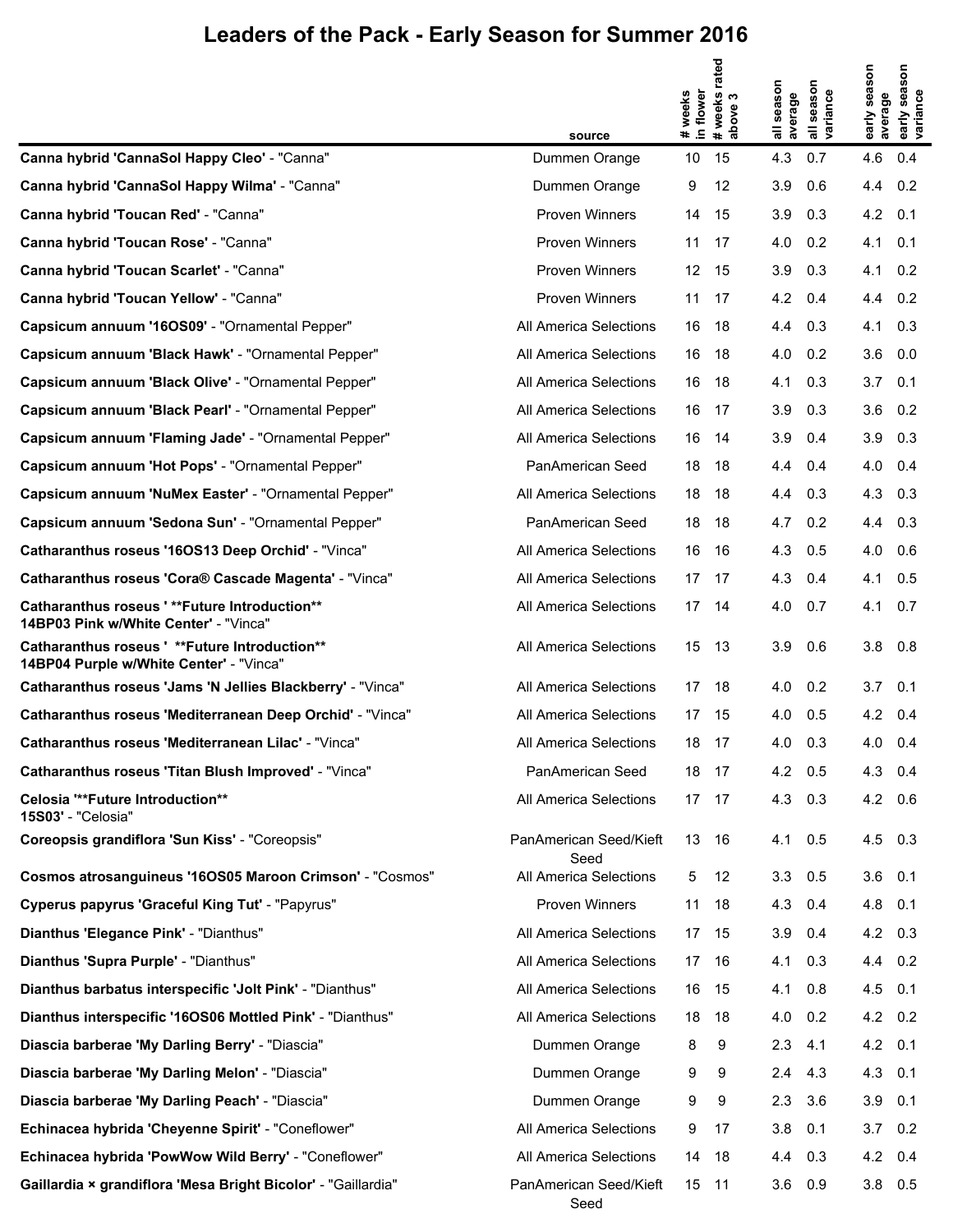# Leaders of the Pack - Early Season for Summer 2016

| | source | # weeks in flower | # weeks rated above 3 | all season average | all season variance | early season average | early season variance |
|---|---|---|---|---|---|---|---|
| **Canna hybrid 'CannaSol Happy Cleo'** - "Canna" | Dummen Orange | 10 | 15 | 4.3 | 0.7 | 4.6 | 0.4 |
| **Canna hybrid 'CannaSol Happy Wilma'** - "Canna" | Dummen Orange | 9 | 12 | 3.9 | 0.6 | 4.4 | 0.2 |
| **Canna hybrid 'Toucan Red'** - "Canna" | Proven Winners | 14 | 15 | 3.9 | 0.3 | 4.2 | 0.1 |
| **Canna hybrid 'Toucan Rose'** - "Canna" | Proven Winners | 11 | 17 | 4.0 | 0.2 | 4.1 | 0.1 |
| **Canna hybrid 'Toucan Scarlet'** - "Canna" | Proven Winners | 12 | 15 | 3.9 | 0.3 | 4.1 | 0.2 |
| **Canna hybrid 'Toucan Yellow'** - "Canna" | Proven Winners | 11 | 17 | 4.2 | 0.4 | 4.4 | 0.2 |
| **Capsicum annuum '16OS09'** - "Ornamental Pepper" | All America Selections | 16 | 18 | 4.4 | 0.3 | 4.1 | 0.3 |
| **Capsicum annuum 'Black Hawk'** - "Ornamental Pepper" | All America Selections | 16 | 18 | 4.0 | 0.2 | 3.6 | 0.0 |
| **Capsicum annuum 'Black Olive'** - "Ornamental Pepper" | All America Selections | 16 | 18 | 4.1 | 0.3 | 3.7 | 0.1 |
| **Capsicum annuum 'Black Pearl'** - "Ornamental Pepper" | All America Selections | 16 | 17 | 3.9 | 0.3 | 3.6 | 0.2 |
| **Capsicum annuum 'Flaming Jade'** - "Ornamental Pepper" | All America Selections | 16 | 14 | 3.9 | 0.4 | 3.9 | 0.3 |
| **Capsicum annuum 'Hot Pops'** - "Ornamental Pepper" | PanAmerican Seed | 18 | 18 | 4.4 | 0.4 | 4.0 | 0.4 |
| **Capsicum annuum 'NuMex Easter'** - "Ornamental Pepper" | All America Selections | 18 | 18 | 4.4 | 0.3 | 4.3 | 0.3 |
| **Capsicum annuum 'Sedona Sun'** - "Ornamental Pepper" | PanAmerican Seed | 18 | 18 | 4.7 | 0.2 | 4.4 | 0.3 |
| **Catharanthus roseus '16OS13 Deep Orchid'** - "Vinca" | All America Selections | 16 | 16 | 4.3 | 0.5 | 4.0 | 0.6 |
| **Catharanthus roseus 'Cora® Cascade Magenta'** - "Vinca" | All America Selections | 17 | 17 | 4.3 | 0.4 | 4.1 | 0.5 |
| **Catharanthus roseus ' **Future Introduction** 14BP03 Pink w/White Center'** - "Vinca" | All America Selections | 17 | 14 | 4.0 | 0.7 | 4.1 | 0.7 |
| **Catharanthus roseus '  **Future Introduction** 14BP04 Purple w/White Center'** - "Vinca" | All America Selections | 15 | 13 | 3.9 | 0.6 | 3.8 | 0.8 |
| **Catharanthus roseus 'Jams 'N Jellies Blackberry'** - "Vinca" | All America Selections | 17 | 18 | 4.0 | 0.2 | 3.7 | 0.1 |
| **Catharanthus roseus 'Mediterranean Deep Orchid'** - "Vinca" | All America Selections | 17 | 15 | 4.0 | 0.5 | 4.2 | 0.4 |
| **Catharanthus roseus 'Mediterranean Lilac'** - "Vinca" | All America Selections | 18 | 17 | 4.0 | 0.3 | 4.0 | 0.4 |
| **Catharanthus roseus 'Titan Blush Improved'** - "Vinca" | PanAmerican Seed | 18 | 17 | 4.2 | 0.5 | 4.3 | 0.4 |
| **Celosia '**Future Introduction** 15S03'** - "Celosia" | All America Selections | 17 | 17 | 4.3 | 0.3 | 4.2 | 0.6 |
| **Coreopsis grandiflora 'Sun Kiss'** - "Coreopsis" | PanAmerican Seed/Kieft Seed | 13 | 16 | 4.1 | 0.5 | 4.5 | 0.3 |
| **Cosmos atrosanguineus '16OS05 Maroon Crimson'** - "Cosmos" | All America Selections | 5 | 12 | 3.3 | 0.5 | 3.6 | 0.1 |
| **Cyperus papyrus 'Graceful King Tut'** - "Papyrus" | Proven Winners | 11 | 18 | 4.3 | 0.4 | 4.8 | 0.1 |
| **Dianthus 'Elegance Pink'** - "Dianthus" | All America Selections | 17 | 15 | 3.9 | 0.4 | 4.2 | 0.3 |
| **Dianthus 'Supra Purple'** - "Dianthus" | All America Selections | 17 | 16 | 4.1 | 0.3 | 4.4 | 0.2 |
| **Dianthus barbatus interspecific 'Jolt Pink'** - "Dianthus" | All America Selections | 16 | 15 | 4.1 | 0.8 | 4.5 | 0.1 |
| **Dianthus interspecific '16OS06 Mottled Pink'** - "Dianthus" | All America Selections | 18 | 18 | 4.0 | 0.2 | 4.2 | 0.2 |
| **Diascia barberae 'My Darling Berry'** - "Diascia" | Dummen Orange | 8 | 9 | 2.3 | 4.1 | 4.2 | 0.1 |
| **Diascia barberae 'My Darling Melon'** - "Diascia" | Dummen Orange | 9 | 9 | 2.4 | 4.3 | 4.3 | 0.1 |
| **Diascia barberae 'My Darling Peach'** - "Diascia" | Dummen Orange | 9 | 9 | 2.3 | 3.6 | 3.9 | 0.1 |
| **Echinacea hybrida 'Cheyenne Spirit'** - "Coneflower" | All America Selections | 9 | 17 | 3.8 | 0.1 | 3.7 | 0.2 |
| **Echinacea hybrida 'PowWow Wild Berry'** - "Coneflower" | All America Selections | 14 | 18 | 4.4 | 0.3 | 4.2 | 0.4 |
| **Gaillardia × grandiflora 'Mesa Bright Bicolor'** - "Gaillardia" | PanAmerican Seed/Kieft Seed | 15 | 11 | 3.6 | 0.9 | 3.8 | 0.5 |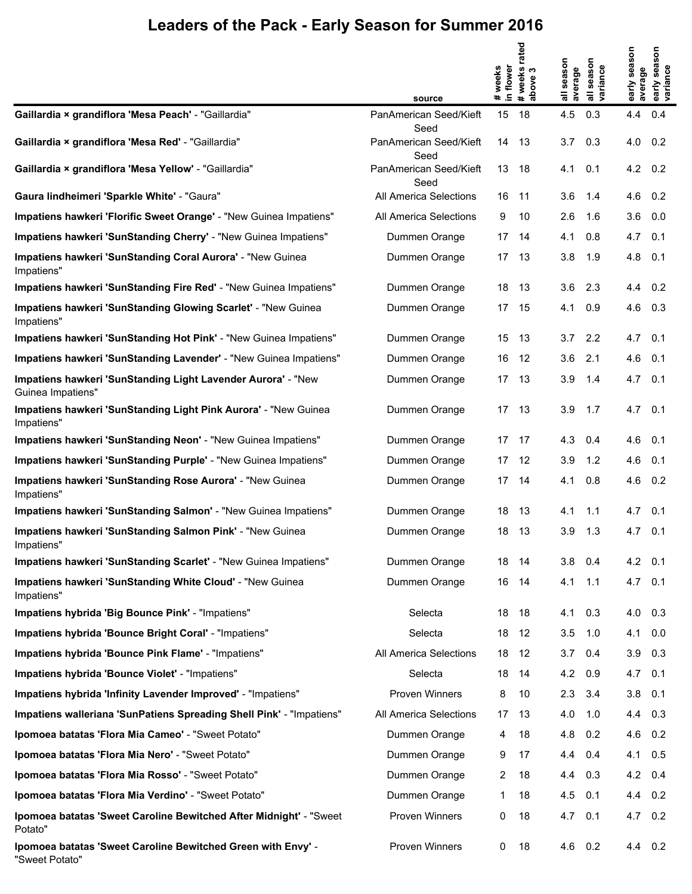# Leaders of the Pack - Early Season for Summer 2016

| | source | # weeks in flower | # weeks rated above 3 | all season average | all season variance | early season average | early season variance |
|---|---|---|---|---|---|---|---|
| **Gaillardia × grandiflora 'Mesa Peach'** - "Gaillardia" | PanAmerican Seed/Kieft Seed | 15 | 18 | 4.5 | 0.3 | 4.4 | 0.4 |
| **Gaillardia × grandiflora 'Mesa Red'** - "Gaillardia" | PanAmerican Seed/Kieft Seed | 14 | 13 | 3.7 | 0.3 | 4.0 | 0.2 |
| **Gaillardia × grandiflora 'Mesa Yellow'** - "Gaillardia" | PanAmerican Seed/Kieft Seed | 13 | 18 | 4.1 | 0.1 | 4.2 | 0.2 |
| **Gaura lindheimeri 'Sparkle White'** - "Gaura" | All America Selections | 16 | 11 | 3.6 | 1.4 | 4.6 | 0.2 |
| **Impatiens hawkeri 'Florific Sweet Orange'** - "New Guinea Impatiens" | All America Selections | 9 | 10 | 2.6 | 1.6 | 3.6 | 0.0 |
| **Impatiens hawkeri 'SunStanding Cherry'** - "New Guinea Impatiens" | Dummen Orange | 17 | 14 | 4.1 | 0.8 | 4.7 | 0.1 |
| **Impatiens hawkeri 'SunStanding Coral Aurora'** - "New Guinea Impatiens" | Dummen Orange | 17 | 13 | 3.8 | 1.9 | 4.8 | 0.1 |
| **Impatiens hawkeri 'SunStanding Fire Red'** - "New Guinea Impatiens" | Dummen Orange | 18 | 13 | 3.6 | 2.3 | 4.4 | 0.2 |
| **Impatiens hawkeri 'SunStanding Glowing Scarlet'** - "New Guinea Impatiens" | Dummen Orange | 17 | 15 | 4.1 | 0.9 | 4.6 | 0.3 |
| **Impatiens hawkeri 'SunStanding Hot Pink'** - "New Guinea Impatiens" | Dummen Orange | 15 | 13 | 3.7 | 2.2 | 4.7 | 0.1 |
| **Impatiens hawkeri 'SunStanding Lavender'** - "New Guinea Impatiens" | Dummen Orange | 16 | 12 | 3.6 | 2.1 | 4.6 | 0.1 |
| **Impatiens hawkeri 'SunStanding Light Lavender Aurora'** - "New Guinea Impatiens" | Dummen Orange | 17 | 13 | 3.9 | 1.4 | 4.7 | 0.1 |
| **Impatiens hawkeri 'SunStanding Light Pink Aurora'** - "New Guinea Impatiens" | Dummen Orange | 17 | 13 | 3.9 | 1.7 | 4.7 | 0.1 |
| **Impatiens hawkeri 'SunStanding Neon'** - "New Guinea Impatiens" | Dummen Orange | 17 | 17 | 4.3 | 0.4 | 4.6 | 0.1 |
| **Impatiens hawkeri 'SunStanding Purple'** - "New Guinea Impatiens" | Dummen Orange | 17 | 12 | 3.9 | 1.2 | 4.6 | 0.1 |
| **Impatiens hawkeri 'SunStanding Rose Aurora'** - "New Guinea Impatiens" | Dummen Orange | 17 | 14 | 4.1 | 0.8 | 4.6 | 0.2 |
| **Impatiens hawkeri 'SunStanding Salmon'** - "New Guinea Impatiens" | Dummen Orange | 18 | 13 | 4.1 | 1.1 | 4.7 | 0.1 |
| **Impatiens hawkeri 'SunStanding Salmon Pink'** - "New Guinea Impatiens" | Dummen Orange | 18 | 13 | 3.9 | 1.3 | 4.7 | 0.1 |
| **Impatiens hawkeri 'SunStanding Scarlet'** - "New Guinea Impatiens" | Dummen Orange | 18 | 14 | 3.8 | 0.4 | 4.2 | 0.1 |
| **Impatiens hawkeri 'SunStanding White Cloud'** - "New Guinea Impatiens" | Dummen Orange | 16 | 14 | 4.1 | 1.1 | 4.7 | 0.1 |
| **Impatiens hybrida 'Big Bounce Pink'** - "Impatiens" | Selecta | 18 | 18 | 4.1 | 0.3 | 4.0 | 0.3 |
| **Impatiens hybrida 'Bounce Bright Coral'** - "Impatiens" | Selecta | 18 | 12 | 3.5 | 1.0 | 4.1 | 0.0 |
| **Impatiens hybrida 'Bounce Pink Flame'** - "Impatiens" | All America Selections | 18 | 12 | 3.7 | 0.4 | 3.9 | 0.3 |
| **Impatiens hybrida 'Bounce Violet'** - "Impatiens" | Selecta | 18 | 14 | 4.2 | 0.9 | 4.7 | 0.1 |
| **Impatiens hybrida 'Infinity Lavender Improved'** - "Impatiens" | Proven Winners | 8 | 10 | 2.3 | 3.4 | 3.8 | 0.1 |
| **Impatiens walleriana 'SunPatiens Spreading Shell Pink'** - "Impatiens" | All America Selections | 17 | 13 | 4.0 | 1.0 | 4.4 | 0.3 |
| **Ipomoea batatas 'Flora Mia Cameo'** - "Sweet Potato" | Dummen Orange | 4 | 18 | 4.8 | 0.2 | 4.6 | 0.2 |
| **Ipomoea batatas 'Flora Mia Nero'** - "Sweet Potato" | Dummen Orange | 9 | 17 | 4.4 | 0.4 | 4.1 | 0.5 |
| **Ipomoea batatas 'Flora Mia Rosso'** - "Sweet Potato" | Dummen Orange | 2 | 18 | 4.4 | 0.3 | 4.2 | 0.4 |
| **Ipomoea batatas 'Flora Mia Verdino'** - "Sweet Potato" | Dummen Orange | 1 | 18 | 4.5 | 0.1 | 4.4 | 0.2 |
| **Ipomoea batatas 'Sweet Caroline Bewitched After Midnight'** - "Sweet Potato" | Proven Winners | 0 | 18 | 4.7 | 0.1 | 4.7 | 0.2 |
| **Ipomoea batatas 'Sweet Caroline Bewitched Green with Envy'** - "Sweet Potato" | Proven Winners | 0 | 18 | 4.6 | 0.2 | 4.4 | 0.2 |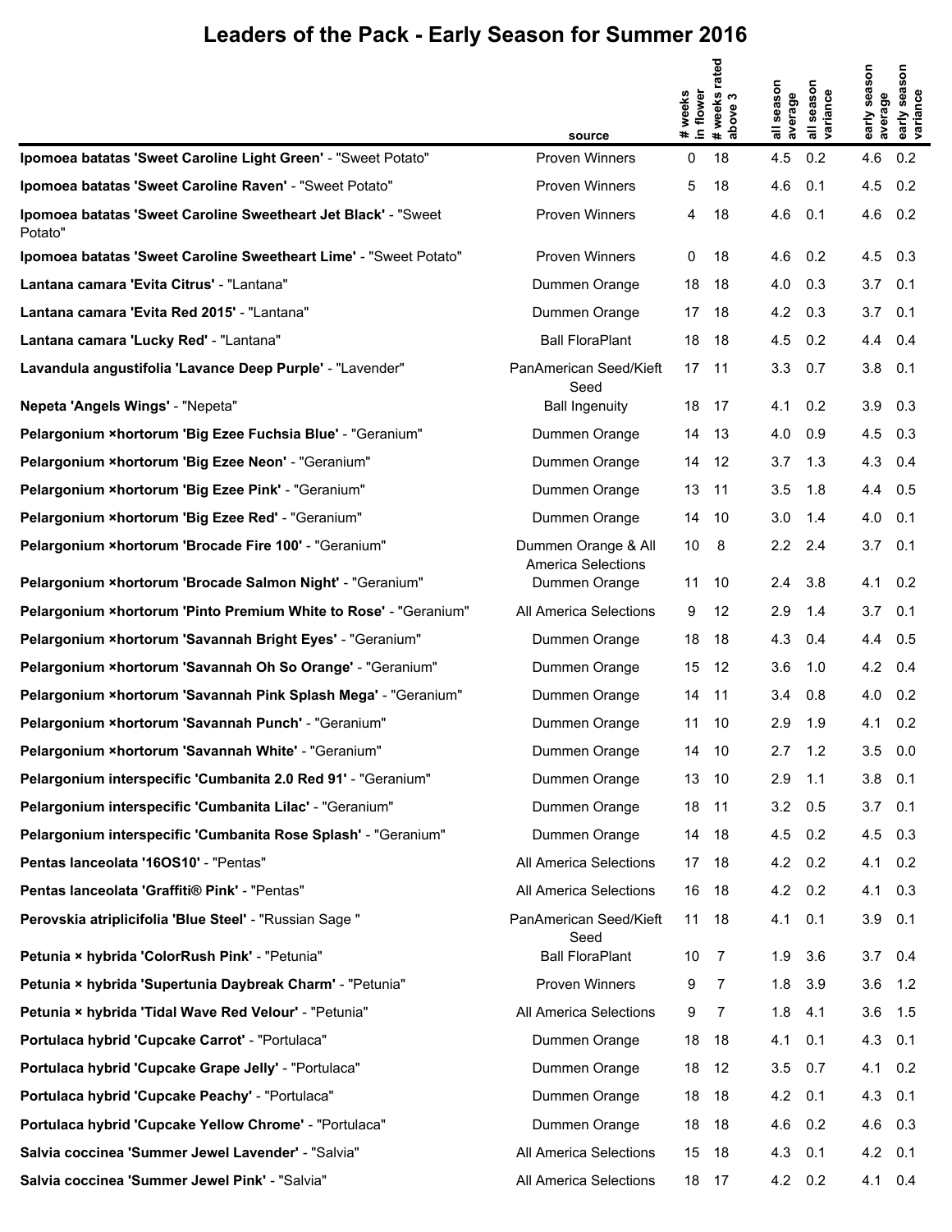# Leaders of the Pack - Early Season for Summer 2016

| | source | # weeks in flower | # weeks rated above 3 | all season average | all season variance | early season average | early season variance |
|---|---|---|---|---|---|---|---|
| **Ipomoea batatas 'Sweet Caroline Light Green'** - "Sweet Potato" | Proven Winners | 0 | 18 | 4.5 | 0.2 | 4.6 | 0.2 |
| **Ipomoea batatas 'Sweet Caroline Raven'** - "Sweet Potato" | Proven Winners | 5 | 18 | 4.6 | 0.1 | 4.5 | 0.2 |
| **Ipomoea batatas 'Sweet Caroline Sweetheart Jet Black'** - "Sweet Potato" | Proven Winners | 4 | 18 | 4.6 | 0.1 | 4.6 | 0.2 |
| **Ipomoea batatas 'Sweet Caroline Sweetheart Lime'** - "Sweet Potato" | Proven Winners | 0 | 18 | 4.6 | 0.2 | 4.5 | 0.3 |
| **Lantana camara 'Evita Citrus'** - "Lantana" | Dummen Orange | 18 | 18 | 4.0 | 0.3 | 3.7 | 0.1 |
| **Lantana camara 'Evita Red 2015'** - "Lantana" | Dummen Orange | 17 | 18 | 4.2 | 0.3 | 3.7 | 0.1 |
| **Lantana camara 'Lucky Red'** - "Lantana" | Ball FloraPlant | 18 | 18 | 4.5 | 0.2 | 4.4 | 0.4 |
| **Lavandula angustifolia 'Lavance Deep Purple'** - "Lavender" | PanAmerican Seed/Kieft Seed | 17 | 11 | 3.3 | 0.7 | 3.8 | 0.1 |
| **Nepeta 'Angels Wings'** - "Nepeta" | Ball Ingenuity | 18 | 17 | 4.1 | 0.2 | 3.9 | 0.3 |
| **Pelargonium ×hortorum 'Big Ezee Fuchsia Blue'** - "Geranium" | Dummen Orange | 14 | 13 | 4.0 | 0.9 | 4.5 | 0.3 |
| **Pelargonium ×hortorum 'Big Ezee Neon'** - "Geranium" | Dummen Orange | 14 | 12 | 3.7 | 1.3 | 4.3 | 0.4 |
| **Pelargonium ×hortorum 'Big Ezee Pink'** - "Geranium" | Dummen Orange | 13 | 11 | 3.5 | 1.8 | 4.4 | 0.5 |
| **Pelargonium ×hortorum 'Big Ezee Red'** - "Geranium" | Dummen Orange | 14 | 10 | 3.0 | 1.4 | 4.0 | 0.1 |
| **Pelargonium ×hortorum 'Brocade Fire 100'** - "Geranium" | Dummen Orange & All America Selections | 10 | 8 | 2.2 | 2.4 | 3.7 | 0.1 |
| **Pelargonium ×hortorum 'Brocade Salmon Night'** - "Geranium" | Dummen Orange | 11 | 10 | 2.4 | 3.8 | 4.1 | 0.2 |
| **Pelargonium ×hortorum 'Pinto Premium White to Rose'** - "Geranium" | All America Selections | 9 | 12 | 2.9 | 1.4 | 3.7 | 0.1 |
| **Pelargonium ×hortorum 'Savannah Bright Eyes'** - "Geranium" | Dummen Orange | 18 | 18 | 4.3 | 0.4 | 4.4 | 0.5 |
| **Pelargonium ×hortorum 'Savannah Oh So Orange'** - "Geranium" | Dummen Orange | 15 | 12 | 3.6 | 1.0 | 4.2 | 0.4 |
| **Pelargonium ×hortorum 'Savannah Pink Splash Mega'** - "Geranium" | Dummen Orange | 14 | 11 | 3.4 | 0.8 | 4.0 | 0.2 |
| **Pelargonium ×hortorum 'Savannah Punch'** - "Geranium" | Dummen Orange | 11 | 10 | 2.9 | 1.9 | 4.1 | 0.2 |
| **Pelargonium ×hortorum 'Savannah White'** - "Geranium" | Dummen Orange | 14 | 10 | 2.7 | 1.2 | 3.5 | 0.0 |
| **Pelargonium interspecific 'Cumbanita 2.0 Red 91'** - "Geranium" | Dummen Orange | 13 | 10 | 2.9 | 1.1 | 3.8 | 0.1 |
| **Pelargonium interspecific 'Cumbanita Lilac'** - "Geranium" | Dummen Orange | 18 | 11 | 3.2 | 0.5 | 3.7 | 0.1 |
| **Pelargonium interspecific 'Cumbanita Rose Splash'** - "Geranium" | Dummen Orange | 14 | 18 | 4.5 | 0.2 | 4.5 | 0.3 |
| **Pentas lanceolata '16OS10'** - "Pentas" | All America Selections | 17 | 18 | 4.2 | 0.2 | 4.1 | 0.2 |
| **Pentas lanceolata 'Graffiti® Pink'** - "Pentas" | All America Selections | 16 | 18 | 4.2 | 0.2 | 4.1 | 0.3 |
| **Perovskia atriplicifolia 'Blue Steel'** - "Russian Sage " | PanAmerican Seed/Kieft Seed | 11 | 18 | 4.1 | 0.1 | 3.9 | 0.1 |
| **Petunia × hybrida 'ColorRush Pink'** - "Petunia" | Ball FloraPlant | 10 | 7 | 1.9 | 3.6 | 3.7 | 0.4 |
| **Petunia × hybrida 'Supertunia Daybreak Charm'** - "Petunia" | Proven Winners | 9 | 7 | 1.8 | 3.9 | 3.6 | 1.2 |
| **Petunia × hybrida 'Tidal Wave Red Velour'** - "Petunia" | All America Selections | 9 | 7 | 1.8 | 4.1 | 3.6 | 1.5 |
| **Portulaca hybrid 'Cupcake Carrot'** - "Portulaca" | Dummen Orange | 18 | 18 | 4.1 | 0.1 | 4.3 | 0.1 |
| **Portulaca hybrid 'Cupcake Grape Jelly'** - "Portulaca" | Dummen Orange | 18 | 12 | 3.5 | 0.7 | 4.1 | 0.2 |
| **Portulaca hybrid 'Cupcake Peachy'** - "Portulaca" | Dummen Orange | 18 | 18 | 4.2 | 0.1 | 4.3 | 0.1 |
| **Portulaca hybrid 'Cupcake Yellow Chrome'** - "Portulaca" | Dummen Orange | 18 | 18 | 4.6 | 0.2 | 4.6 | 0.3 |
| **Salvia coccinea 'Summer Jewel Lavender'** - "Salvia" | All America Selections | 15 | 18 | 4.3 | 0.1 | 4.2 | 0.1 |
| **Salvia coccinea 'Summer Jewel Pink'** - "Salvia" | All America Selections | 18 | 17 | 4.2 | 0.2 | 4.1 | 0.4 |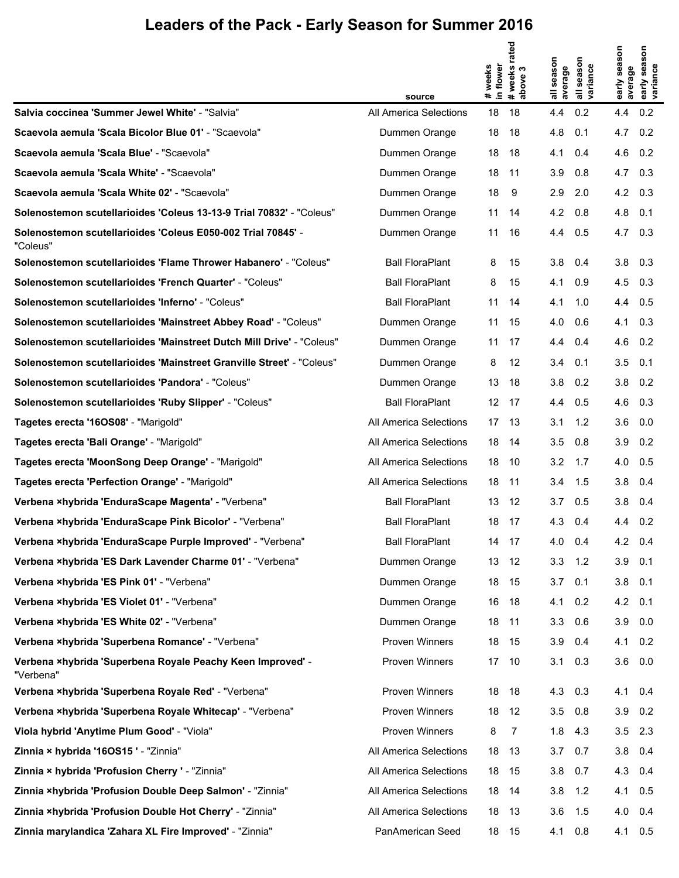# Leaders of the Pack - Early Season for Summer 2016

| | source | # weeks in flower | # weeks rated above 3 | all season average | all season variance | early season average | early season variance |
|---|---|---|---|---|---|---|---|
| **Salvia coccinea 'Summer Jewel White'** - "Salvia" | All America Selections | 18 | 18 | 4.4 | 0.2 | 4.4 | 0.2 |
| **Scaevola aemula 'Scala Bicolor Blue 01'** - "Scaevola" | Dummen Orange | 18 | 18 | 4.8 | 0.1 | 4.7 | 0.2 |
| **Scaevola aemula 'Scala Blue'** - "Scaevola" | Dummen Orange | 18 | 18 | 4.1 | 0.4 | 4.6 | 0.2 |
| **Scaevola aemula 'Scala White'** - "Scaevola" | Dummen Orange | 18 | 11 | 3.9 | 0.8 | 4.7 | 0.3 |
| **Scaevola aemula 'Scala White 02'** - "Scaevola" | Dummen Orange | 18 | 9 | 2.9 | 2.0 | 4.2 | 0.3 |
| **Solenostemon scutellarioides 'Coleus 13-13-9 Trial 70832'** - "Coleus" | Dummen Orange | 11 | 14 | 4.2 | 0.8 | 4.8 | 0.1 |
| **Solenostemon scutellarioides 'Coleus E050-002 Trial 70845'** - "Coleus" | Dummen Orange | 11 | 16 | 4.4 | 0.5 | 4.7 | 0.3 |
| **Solenostemon scutellarioides 'Flame Thrower Habanero'** - "Coleus" | Ball FloraPlant | 8 | 15 | 3.8 | 0.4 | 3.8 | 0.3 |
| **Solenostemon scutellarioides 'French Quarter'** - "Coleus" | Ball FloraPlant | 8 | 15 | 4.1 | 0.9 | 4.5 | 0.3 |
| **Solenostemon scutellarioides 'Inferno'** - "Coleus" | Ball FloraPlant | 11 | 14 | 4.1 | 1.0 | 4.4 | 0.5 |
| **Solenostemon scutellarioides 'Mainstreet Abbey Road'** - "Coleus" | Dummen Orange | 11 | 15 | 4.0 | 0.6 | 4.1 | 0.3 |
| **Solenostemon scutellarioides 'Mainstreet Dutch Mill Drive'** - "Coleus" | Dummen Orange | 11 | 17 | 4.4 | 0.4 | 4.6 | 0.2 |
| **Solenostemon scutellarioides 'Mainstreet Granville Street'** - "Coleus" | Dummen Orange | 8 | 12 | 3.4 | 0.1 | 3.5 | 0.1 |
| **Solenostemon scutellarioides 'Pandora'** - "Coleus" | Dummen Orange | 13 | 18 | 3.8 | 0.2 | 3.8 | 0.2 |
| **Solenostemon scutellarioides 'Ruby Slipper'** - "Coleus" | Ball FloraPlant | 12 | 17 | 4.4 | 0.5 | 4.6 | 0.3 |
| **Tagetes erecta '16OS08'** - "Marigold" | All America Selections | 17 | 13 | 3.1 | 1.2 | 3.6 | 0.0 |
| **Tagetes erecta 'Bali Orange'** - "Marigold" | All America Selections | 18 | 14 | 3.5 | 0.8 | 3.9 | 0.2 |
| **Tagetes erecta 'MoonSong Deep Orange'** - "Marigold" | All America Selections | 18 | 10 | 3.2 | 1.7 | 4.0 | 0.5 |
| **Tagetes erecta 'Perfection Orange'** - "Marigold" | All America Selections | 18 | 11 | 3.4 | 1.5 | 3.8 | 0.4 |
| **Verbena ×hybrida 'EnduraScape Magenta'** - "Verbena" | Ball FloraPlant | 13 | 12 | 3.7 | 0.5 | 3.8 | 0.4 |
| **Verbena ×hybrida 'EnduraScape Pink Bicolor'** - "Verbena" | Ball FloraPlant | 18 | 17 | 4.3 | 0.4 | 4.4 | 0.2 |
| **Verbena ×hybrida 'EnduraScape Purple Improved'** - "Verbena" | Ball FloraPlant | 14 | 17 | 4.0 | 0.4 | 4.2 | 0.4 |
| **Verbena ×hybrida 'ES Dark Lavender Charme 01'** - "Verbena" | Dummen Orange | 13 | 12 | 3.3 | 1.2 | 3.9 | 0.1 |
| **Verbena ×hybrida 'ES Pink 01'** - "Verbena" | Dummen Orange | 18 | 15 | 3.7 | 0.1 | 3.8 | 0.1 |
| **Verbena ×hybrida 'ES Violet 01'** - "Verbena" | Dummen Orange | 16 | 18 | 4.1 | 0.2 | 4.2 | 0.1 |
| **Verbena ×hybrida 'ES White 02'** - "Verbena" | Dummen Orange | 18 | 11 | 3.3 | 0.6 | 3.9 | 0.0 |
| **Verbena ×hybrida 'Superbena Romance'** - "Verbena" | Proven Winners | 18 | 15 | 3.9 | 0.4 | 4.1 | 0.2 |
| **Verbena ×hybrida 'Superbena Royale Peachy Keen Improved'** - "Verbena" | Proven Winners | 17 | 10 | 3.1 | 0.3 | 3.6 | 0.0 |
| **Verbena ×hybrida 'Superbena Royale Red'** - "Verbena" | Proven Winners | 18 | 18 | 4.3 | 0.3 | 4.1 | 0.4 |
| **Verbena ×hybrida 'Superbena Royale Whitecap'** - "Verbena" | Proven Winners | 18 | 12 | 3.5 | 0.8 | 3.9 | 0.2 |
| **Viola hybrid 'Anytime Plum Good'** - "Viola" | Proven Winners | 8 | 7 | 1.8 | 4.3 | 3.5 | 2.3 |
| **Zinnia × hybrida '16OS15 '** - "Zinnia" | All America Selections | 18 | 13 | 3.7 | 0.7 | 3.8 | 0.4 |
| **Zinnia × hybrida 'Profusion Cherry '** - "Zinnia" | All America Selections | 18 | 15 | 3.8 | 0.7 | 4.3 | 0.4 |
| **Zinnia ×hybrida 'Profusion Double Deep Salmon'** - "Zinnia" | All America Selections | 18 | 14 | 3.8 | 1.2 | 4.1 | 0.5 |
| **Zinnia ×hybrida 'Profusion Double Hot Cherry'** - "Zinnia" | All America Selections | 18 | 13 | 3.6 | 1.5 | 4.0 | 0.4 |
| **Zinnia marylandica 'Zahara XL Fire Improved'** - "Zinnia" | PanAmerican Seed | 18 | 15 | 4.1 | 0.8 | 4.1 | 0.5 |